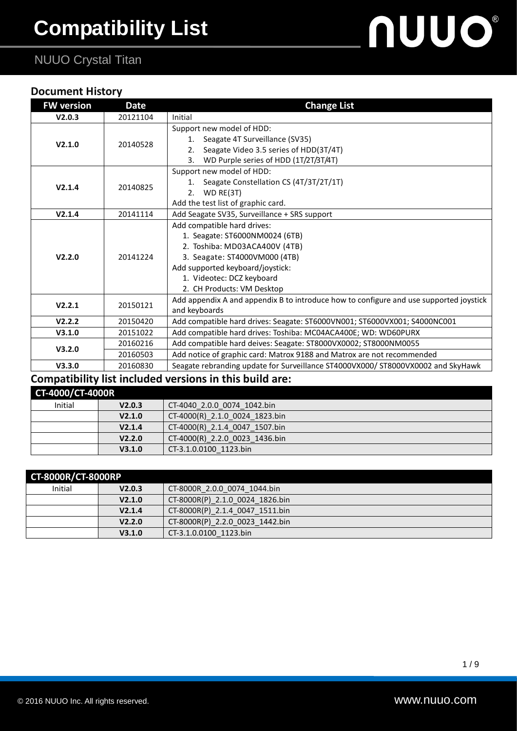# Compatibility List

NUUO Crystal Titan

## Document History

| FW version | Date | Change List |
|---|---|---|
| V2.0.3 | 20121104 | Initial |
| V2.1.0 | 20140528 | Support new model of HDD:<br>1. Seagate 4T Surveillance (SV35)<br>2. Seagate Video 3.5 series of HDD(3T/4T)<br>3. WD Purple series of HDD (1T/2T/3T/4T) |
| V2.1.4 | 20140825 | Support new model of HDD:<br>1. Seagate Constellation CS (4T/3T/2T/1T)<br>2. WD RE(3T)<br>Add the test list of graphic card. |
| V2.1.4 | 20141114 | Add Seagate SV35, Surveillance + SRS support |
| V2.2.0 | 20141224 | Add compatible hard drives:<br>1. Seagate: ST6000NM0024 (6TB)<br>2. Toshiba: MD03ACA400V (4TB)<br>3. Seagate: ST4000VM000 (4TB)<br>Add supported keyboard/joystick:<br>1. Videotec: DCZ keyboard<br>2. CH Products: VM Desktop |
| V2.2.1 | 20150121 | Add appendix A and appendix B to introduce how to configure and use supported joystick and keyboards |
| V2.2.2 | 20150420 | Add compatible hard drives: Seagate: ST6000VN001; ST6000VX001; S4000NC001 |
| V3.1.0 | 20151022 | Add compatible hard drives: Toshiba: MC04ACA400E; WD: WD60PURX |
| V3.2.0 | 20160216 | Add compatible hard deives: Seagate: ST8000VX0002; ST8000NM0055 |
| | 20160503 | Add notice of graphic card: Matrox 9188 and Matrox are not recommended |
| V3.3.0 | 20160830 | Seagate rebranding update for Surveillance ST4000VX000/ ST8000VX0002 and SkyHawk |

## Compatibility list included versions in this build are:

| CT-4000/CT-4000R | | |
|---|---|---|
| Initial | V2.0.3 | CT-4040_2.0.0_0074_1042.bin |
| | V2.1.0 | CT-4000(R)_2.1.0_0024_1823.bin |
| | V2.1.4 | CT-4000(R)_2.1.4_0047_1507.bin |
| | V2.2.0 | CT-4000(R)_2.2.0_0023_1436.bin |
| | V3.1.0 | CT-3.1.0.0100_1123.bin |

| CT-8000R/CT-8000RP | | |
|---|---|---|
| Initial | V2.0.3 | CT-8000R_2.0.0_0074_1044.bin |
| | V2.1.0 | CT-8000R(P)_2.1.0_0024_1826.bin |
| | V2.1.4 | CT-8000R(P)_2.1.4_0047_1511.bin |
| | V2.2.0 | CT-8000R(P)_2.2.0_0023_1442.bin |
| | V3.1.0 | CT-3.1.0.0100_1123.bin |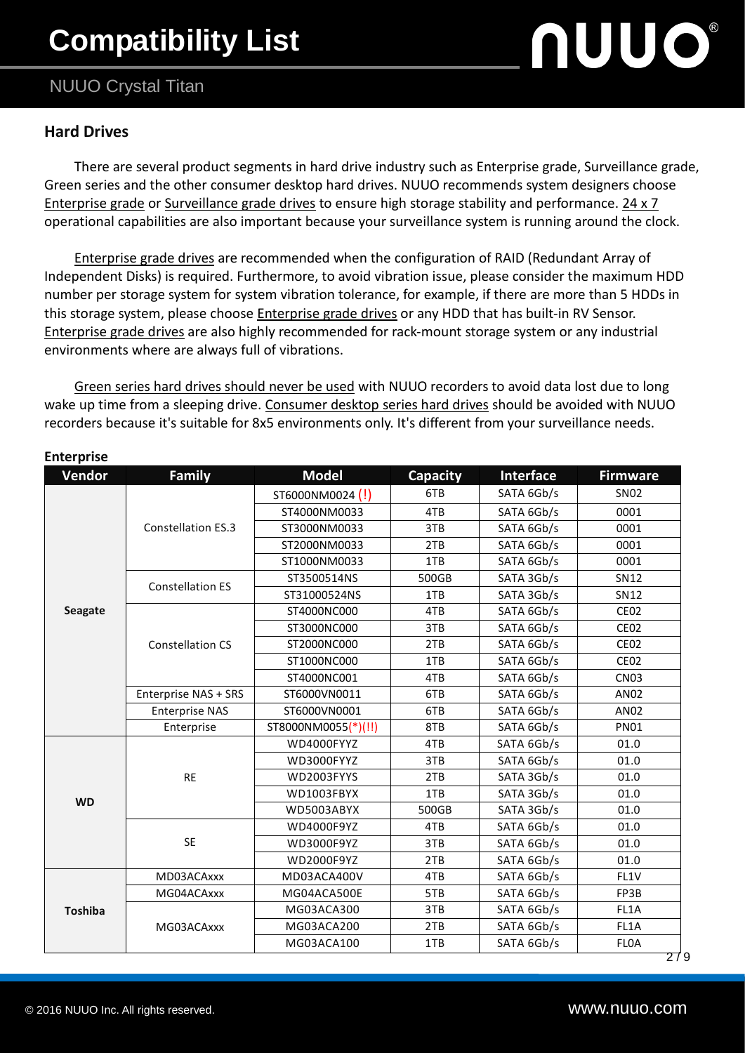# Compatibility List

## NUUO Crystal Titan

### Hard Drives

There are several product segments in hard drive industry such as Enterprise grade, Surveillance grade, Green series and the other consumer desktop hard drives. NUUO recommends system designers choose Enterprise grade or Surveillance grade drives to ensure high storage stability and performance. 24 x 7 operational capabilities are also important because your surveillance system is running around the clock.

Enterprise grade drives are recommended when the configuration of RAID (Redundant Array of Independent Disks) is required. Furthermore, to avoid vibration issue, please consider the maximum HDD number per storage system for system vibration tolerance, for example, if there are more than 5 HDDs in this storage system, please choose Enterprise grade drives or any HDD that has built-in RV Sensor. Enterprise grade drives are also highly recommended for rack-mount storage system or any industrial environments where are always full of vibrations.

Green series hard drives should never be used with NUUO recorders to avoid data lost due to long wake up time from a sleeping drive. Consumer desktop series hard drives should be avoided with NUUO recorders because it's suitable for 8x5 environments only. It's different from your surveillance needs.

**Enterprise**

| Vendor | Family | Model | Capacity | Interface | Firmware |
|---|---|---|---|---|---|
| Seagate | Constellation ES.3 | ST6000NM0024 (!) | 6TB | SATA 6Gb/s | SN02 |
| | | ST4000NM0033 | 4TB | SATA 6Gb/s | 0001 |
| | | ST3000NM0033 | 3TB | SATA 6Gb/s | 0001 |
| | | ST2000NM0033 | 2TB | SATA 6Gb/s | 0001 |
| | | ST1000NM0033 | 1TB | SATA 6Gb/s | 0001 |
| | Constellation ES | ST3500514NS | 500GB | SATA 3Gb/s | SN12 |
| | | ST31000524NS | 1TB | SATA 3Gb/s | SN12 |
| | Constellation CS | ST4000NC000 | 4TB | SATA 6Gb/s | CE02 |
| | | ST3000NC000 | 3TB | SATA 6Gb/s | CE02 |
| | | ST2000NC000 | 2TB | SATA 6Gb/s | CE02 |
| | | ST1000NC000 | 1TB | SATA 6Gb/s | CE02 |
| | | ST4000NC001 | 4TB | SATA 6Gb/s | CN03 |
| | Enterprise NAS + SRS | ST6000VN0011 | 6TB | SATA 6Gb/s | AN02 |
| | Enterprise NAS | ST6000VN0001 | 6TB | SATA 6Gb/s | AN02 |
| | Enterprise | ST8000NM0055(*)(!!) | 8TB | SATA 6Gb/s | PN01 |
| WD | RE | WD4000FYYZ | 4TB | SATA 6Gb/s | 01.0 |
| | | WD3000FYYZ | 3TB | SATA 6Gb/s | 01.0 |
| | | WD2003FYYS | 2TB | SATA 3Gb/s | 01.0 |
| | | WD1003FBYX | 1TB | SATA 3Gb/s | 01.0 |
| | | WD5003ABYX | 500GB | SATA 3Gb/s | 01.0 |
| | SE | WD4000F9YZ | 4TB | SATA 6Gb/s | 01.0 |
| | | WD3000F9YZ | 3TB | SATA 6Gb/s | 01.0 |
| | | WD2000F9YZ | 2TB | SATA 6Gb/s | 01.0 |
| Toshiba | MD03ACAxxx | MD03ACA400V | 4TB | SATA 6Gb/s | FL1V |
| | MG04ACAxxx | MG04ACA500E | 5TB | SATA 6Gb/s | FP3B |
| | MG03ACAxxx | MG03ACA300 | 3TB | SATA 6Gb/s | FL1A |
| | | MG03ACA200 | 2TB | SATA 6Gb/s | FL1A |
| | | MG03ACA100 | 1TB | SATA 6Gb/s | FL0A |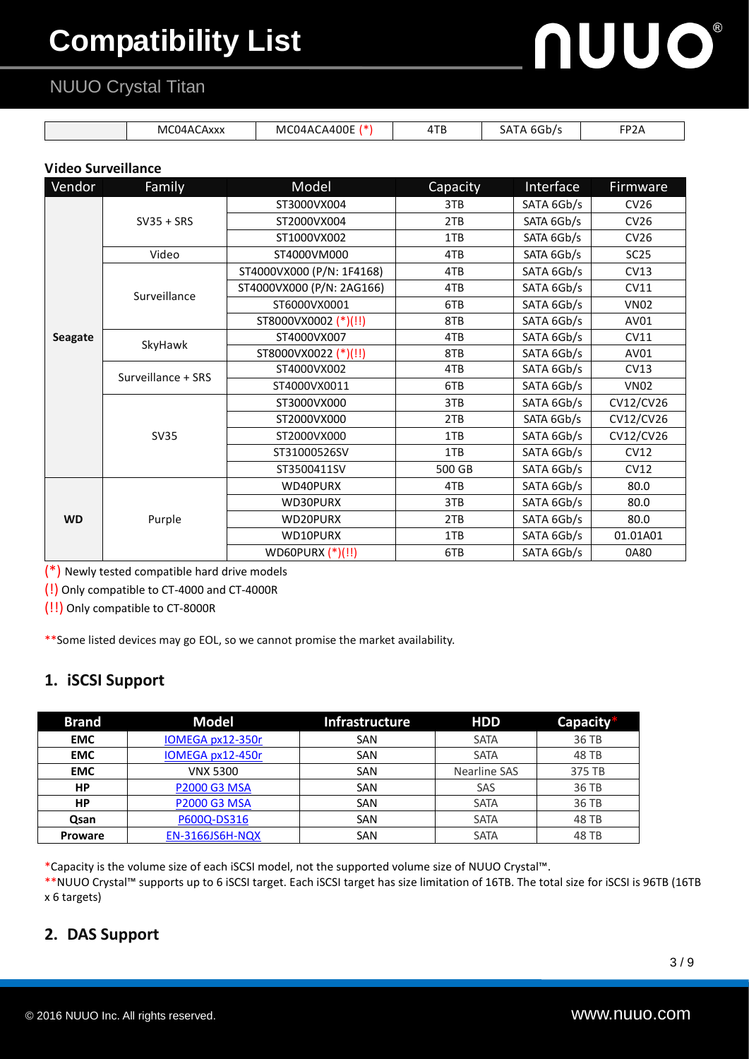| | MC04ACAxxx | MC04ACA400E (*) | 4TB | SATA 6Gb/s | FP2A |
|---|---|---|---|---|---|

**Video Surveillance**

| Vendor | Family | Model | Capacity | Interface | Firmware |
|---|---|---|---|---|---|
| **Seagate** | SV35 + SRS | ST3000VX004 | 3TB | SATA 6Gb/s | CV26 |
| | | ST2000VX004 | 2TB | SATA 6Gb/s | CV26 |
| | | ST1000VX002 | 1TB | SATA 6Gb/s | CV26 |
| | Video | ST4000VM000 | 4TB | SATA 6Gb/s | SC25 |
| | Surveillance | ST4000VX000 (P/N: 1F4168) | 4TB | SATA 6Gb/s | CV13 |
| | | ST4000VX000 (P/N: 2AG166) | 4TB | SATA 6Gb/s | CV11 |
| | | ST6000VX0001 | 6TB | SATA 6Gb/s | VN02 |
| | | ST8000VX0002 (*)(!!) | 8TB | SATA 6Gb/s | AV01 |
| | SkyHawk | ST4000VX007 | 4TB | SATA 6Gb/s | CV11 |
| | | ST8000VX0022 (*)(!!) | 8TB | SATA 6Gb/s | AV01 |
| | Surveillance + SRS | ST4000VX002 | 4TB | SATA 6Gb/s | CV13 |
| | | ST4000VX0011 | 6TB | SATA 6Gb/s | VN02 |
| | SV35 | ST3000VX000 | 3TB | SATA 6Gb/s | CV12/CV26 |
| | | ST2000VX000 | 2TB | SATA 6Gb/s | CV12/CV26 |
| | | ST2000VX000 | 1TB | SATA 6Gb/s | CV12/CV26 |
| | | ST31000526SV | 1TB | SATA 6Gb/s | CV12 |
| | | ST3500411SV | 500 GB | SATA 6Gb/s | CV12 |
| **WD** | Purple | WD40PURX | 4TB | SATA 6Gb/s | 80.0 |
| | | WD30PURX | 3TB | SATA 6Gb/s | 80.0 |
| | | WD20PURX | 2TB | SATA 6Gb/s | 80.0 |
| | | WD10PURX | 1TB | SATA 6Gb/s | 01.01A01 |
| | | WD60PURX (*)(!!) | 6TB | SATA 6Gb/s | 0A80 |

(*) Newly tested compatible hard drive models

(!) Only compatible to CT-4000 and CT-4000R

(!!) Only compatible to CT-8000R

**Some listed devices may go EOL, so we cannot promise the market availability.

## 1. iSCSI Support

| Brand | Model | Infrastructure | HDD | Capacity* |
|---|---|---|---|---|
| **EMC** | IOMEGA px12-350r | SAN | SATA | 36 TB |
| **EMC** | IOMEGA px12-450r | SAN | SATA | 48 TB |
| **EMC** | VNX 5300 | SAN | Nearline SAS | 375 TB |
| **HP** | P2000 G3 MSA | SAN | SAS | 36 TB |
| **HP** | P2000 G3 MSA | SAN | SATA | 36 TB |
| **Qsan** | P600Q-DS316 | SAN | SATA | 48 TB |
| **Proware** | EN-3166JS6H-NQX | SAN | SATA | 48 TB |

*Capacity is the volume size of each iSCSI model, not the supported volume size of NUUO Crystal™.

**NUUO Crystal™ supports up to 6 iSCSI target. Each iSCSI target has size limitation of 16TB. The total size for iSCSI is 96TB (16TB x 6 targets)

## 2. DAS Support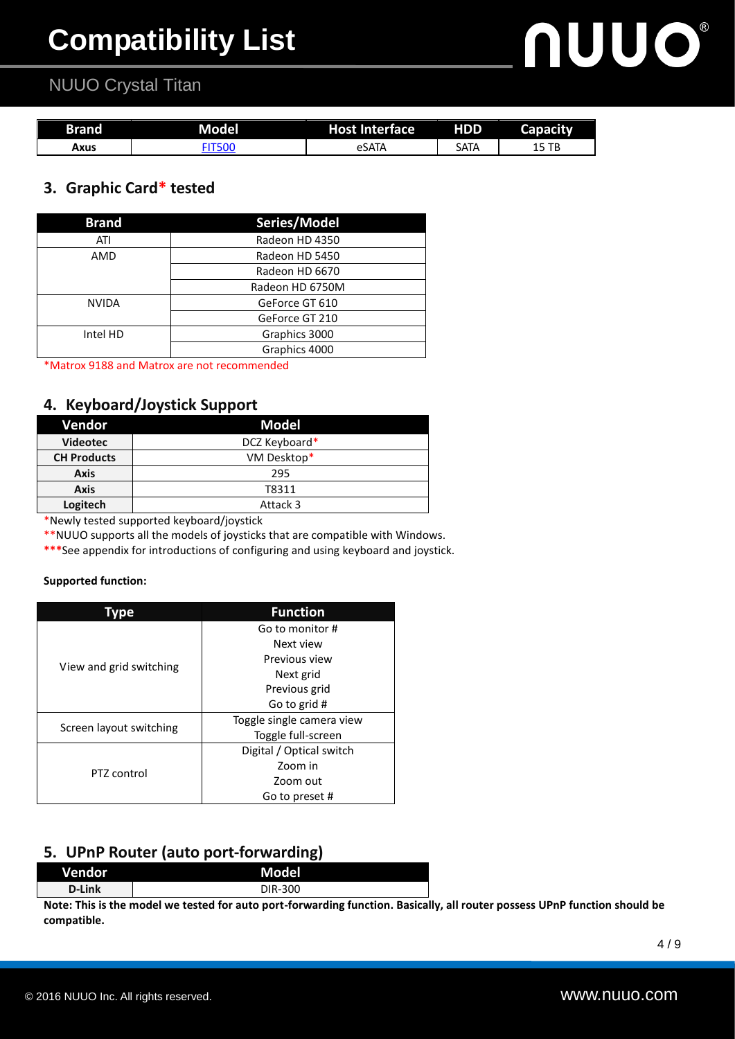| Brand | Model | Host Interface | HDD | Capacity |
|---|---|---|---|---|
| Axus | FIT500 | eSATA | SATA | 15 TB |

## 3. Graphic Card* tested

| Brand | Series/Model |
|---|---|
| ATI | Radeon HD 4350 |
| AMD | Radeon HD 5450 |
| | Radeon HD 6670 |
| | Radeon HD 6750M |
| NVIDA | GeForce GT 610 |
| | GeForce GT 210 |
| Intel HD | Graphics 3000 |
| | Graphics 4000 |

*Matrox 9188 and Matrox are not recommended

## 4. Keyboard/Joystick Support

| Vendor | Model |
|---|---|
| **Videotec** | DCZ Keyboard* |
| **CH Products** | VM Desktop* |
| **Axis** | 295 |
| **Axis** | T8311 |
| **Logitech** | Attack 3 |

*Newly tested supported keyboard/joystick

**NUUO supports all the models of joysticks that are compatible with Windows.

***See appendix for introductions of configuring and using keyboard and joystick.

**Supported function:**

| Type | Function |
|---|---|
| View and grid switching | Go to monitor #<br>Next view<br>Previous view<br>Next grid<br>Previous grid<br>Go to grid # |
| Screen layout switching | Toggle single camera view<br>Toggle full-screen |
| PTZ control | Digital / Optical switch<br>Zoom in<br>Zoom out<br>Go to preset # |

## 5. UPnP Router (auto port-forwarding)

| Vendor | Model |
|---|---|
| **D-Link** | DIR-300 |

**Note: This is the model we tested for auto port-forwarding function. Basically, all router possess UPnP function should be compatible.**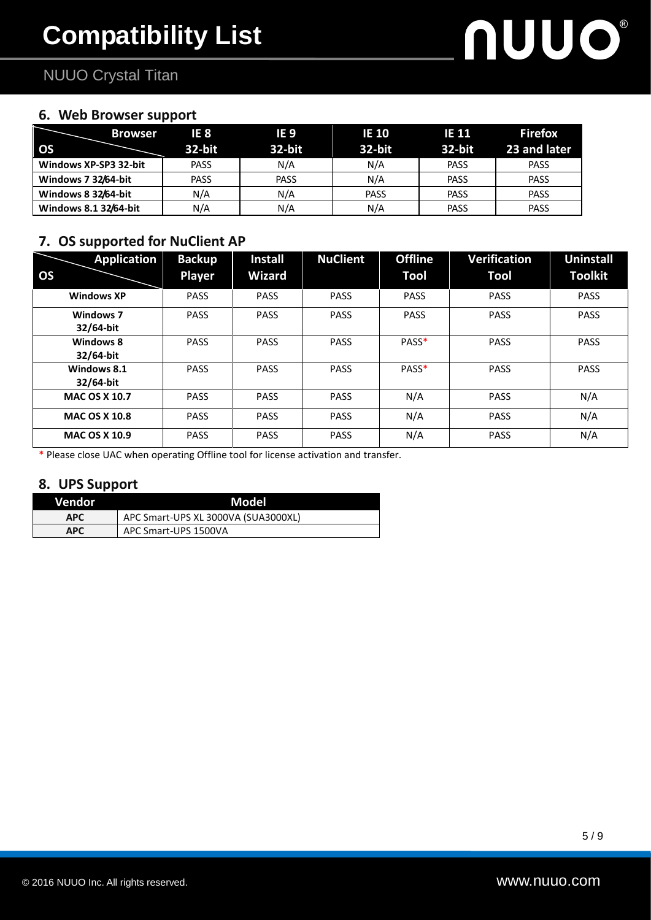## 6. Web Browser support

| Browser / OS | IE 8 32-bit | IE 9 32-bit | IE 10 32-bit | IE 11 32-bit | Firefox 23 and later |
|---|---|---|---|---|---|
| **Windows XP-SP3 32-bit** | PASS | N/A | N/A | PASS | PASS |
| **Windows 7 32/64-bit** | PASS | PASS | N/A | PASS | PASS |
| **Windows 8 32/64-bit** | N/A | N/A | PASS | PASS | PASS |
| **Windows 8.1 32/64-bit** | N/A | N/A | N/A | PASS | PASS |

## 7. OS supported for NuClient AP

| Application / OS | Backup Player | Install Wizard | NuClient | Offline Tool | Verification Tool | Uninstall Toolkit |
|---|---|---|---|---|---|---|
| **Windows XP** | PASS | PASS | PASS | PASS | PASS | PASS |
| **Windows 7 32/64-bit** | PASS | PASS | PASS | PASS | PASS | PASS |
| **Windows 8 32/64-bit** | PASS | PASS | PASS | PASS* | PASS | PASS |
| **Windows 8.1 32/64-bit** | PASS | PASS | PASS | PASS* | PASS | PASS |
| **MAC OS X 10.7** | PASS | PASS | PASS | N/A | PASS | N/A |
| **MAC OS X 10.8** | PASS | PASS | PASS | N/A | PASS | N/A |
| **MAC OS X 10.9** | PASS | PASS | PASS | N/A | PASS | N/A |

* Please close UAC when operating Offline tool for license activation and transfer.

## 8. UPS Support

| Vendor | Model |
|---|---|
| **APC** | APC Smart-UPS XL 3000VA (SUA3000XL) |
| **APC** | APC Smart-UPS 1500VA |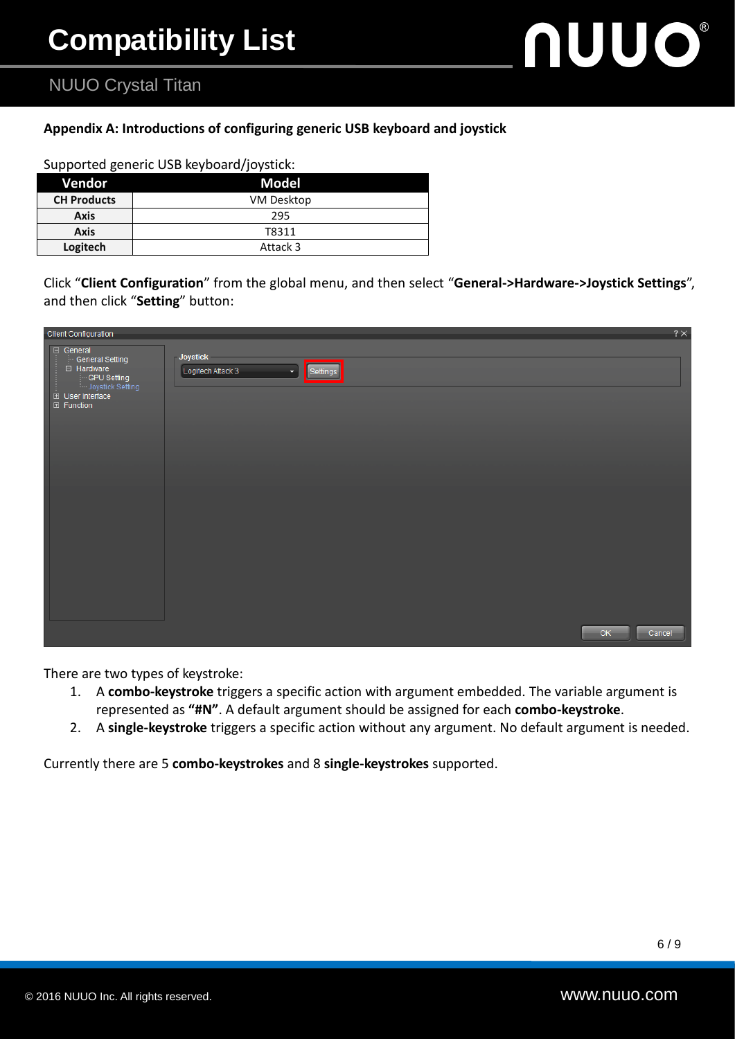**Appendix A: Introductions of configuring generic USB keyboard and joystick**

Supported generic USB keyboard/joystick:

| Vendor | Model |
|---|---|
| **CH Products** | VM Desktop |
| **Axis** | 295 |
| **Axis** | T8311 |
| **Logitech** | Attack 3 |

Click "**Client Configuration**" from the global menu, and then select "**General->Hardware->Joystick Settings**", and then click "**Setting**" button:

There are two types of keystroke:

1. A **combo-keystroke** triggers a specific action with argument embedded. The variable argument is represented as **"#N"**. A default argument should be assigned for each **combo-keystroke**.
2. A **single-keystroke** triggers a specific action without any argument. No default argument is needed.

Currently there are 5 **combo-keystrokes** and 8 **single-keystrokes** supported.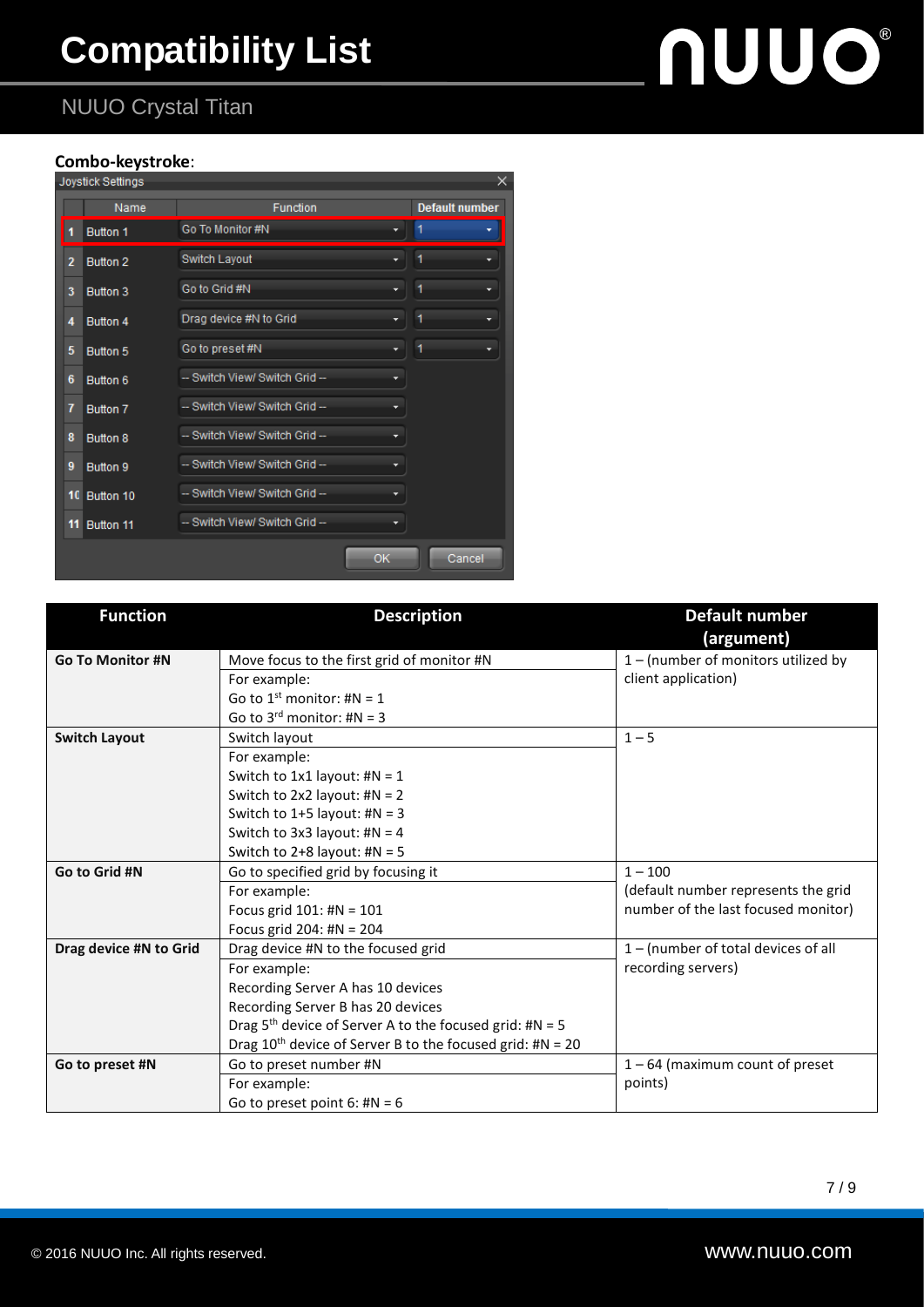**Combo-keystroke**:

| Function | Description | Default number (argument) |
|---|---|---|
| **Go To Monitor #N** | Move focus to the first grid of monitor #N<br>For example:<br>Go to 1st monitor: #N = 1<br>Go to 3rd monitor: #N = 3 | 1 – (number of monitors utilized by client application) |
| **Switch Layout** | Switch layout<br>For example:<br>Switch to 1x1 layout: #N = 1<br>Switch to 2x2 layout: #N = 2<br>Switch to 1+5 layout: #N = 3<br>Switch to 3x3 layout: #N = 4<br>Switch to 2+8 layout: #N = 5 | 1 – 5 |
| **Go to Grid #N** | Go to specified grid by focusing it<br>For example:<br>Focus grid 101: #N = 101<br>Focus grid 204: #N = 204 | 1 – 100<br>(default number represents the grid number of the last focused monitor) |
| **Drag device #N to Grid** | Drag device #N to the focused grid<br>For example:<br>Recording Server A has 10 devices<br>Recording Server B has 20 devices<br>Drag 5th device of Server A to the focused grid: #N = 5<br>Drag 10th device of Server B to the focused grid: #N = 20 | 1 – (number of total devices of all recording servers) |
| **Go to preset #N** | Go to preset number #N<br>For example:<br>Go to preset point 6: #N = 6 | 1 – 64 (maximum count of preset points) |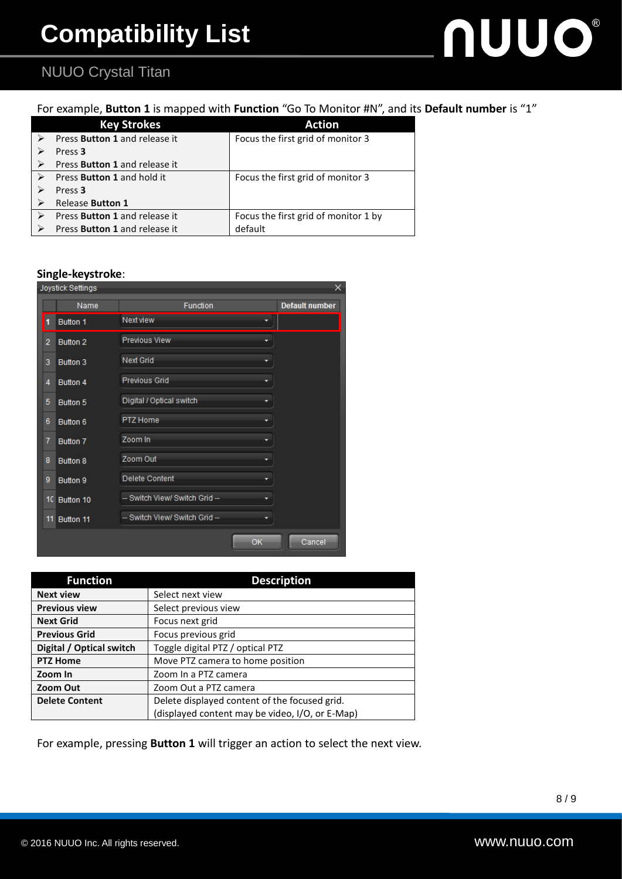For example, **Button 1** is mapped with **Function** “Go To Monitor #N”, and its **Default number** is “1”

| Key Strokes | Action |
| --- | --- |
| ➢ Press **Button 1** and release it<br>➢ Press **3**<br>➢ Press **Button 1** and release it | Focus the first grid of monitor 3 |
| ➢ Press **Button 1** and hold it<br>➢ Press **3**<br>➢ Release **Button 1** | Focus the first grid of monitor 3 |
| ➢ Press **Button 1** and release it<br>➢ Press **Button 1** and release it | Focus the first grid of monitor 1 by default |

**Single-keystroke**:

Joystick Settings

| | Name | Function | Default number |
| --- | --- | --- | --- |
| 1 | Button 1 | Next view | |
| 2 | Button 2 | Previous View | |
| 3 | Button 3 | Next Grid | |
| 4 | Button 4 | Previous Grid | |
| 5 | Button 5 | Digital / Optical switch | |
| 6 | Button 6 | PTZ Home | |
| 7 | Button 7 | Zoom In | |
| 8 | Button 8 | Zoom Out | |
| 9 | Button 9 | Delete Content | |
| 10 | Button 10 | -- Switch View/ Switch Grid -- | |
| 11 | Button 11 | -- Switch View/ Switch Grid -- | |

OK Cancel

| Function | Description |
| --- | --- |
| **Next view** | Select next view |
| **Previous view** | Select previous view |
| **Next Grid** | Focus next grid |
| **Previous Grid** | Focus previous grid |
| **Digital / Optical switch** | Toggle digital PTZ / optical PTZ |
| **PTZ Home** | Move PTZ camera to home position |
| **Zoom In** | Zoom In a PTZ camera |
| **Zoom Out** | Zoom Out a PTZ camera |
| **Delete Content** | Delete displayed content of the focused grid.<br>(displayed content may be video, I/O, or E-Map) |

For example, pressing **Button 1** will trigger an action to select the next view.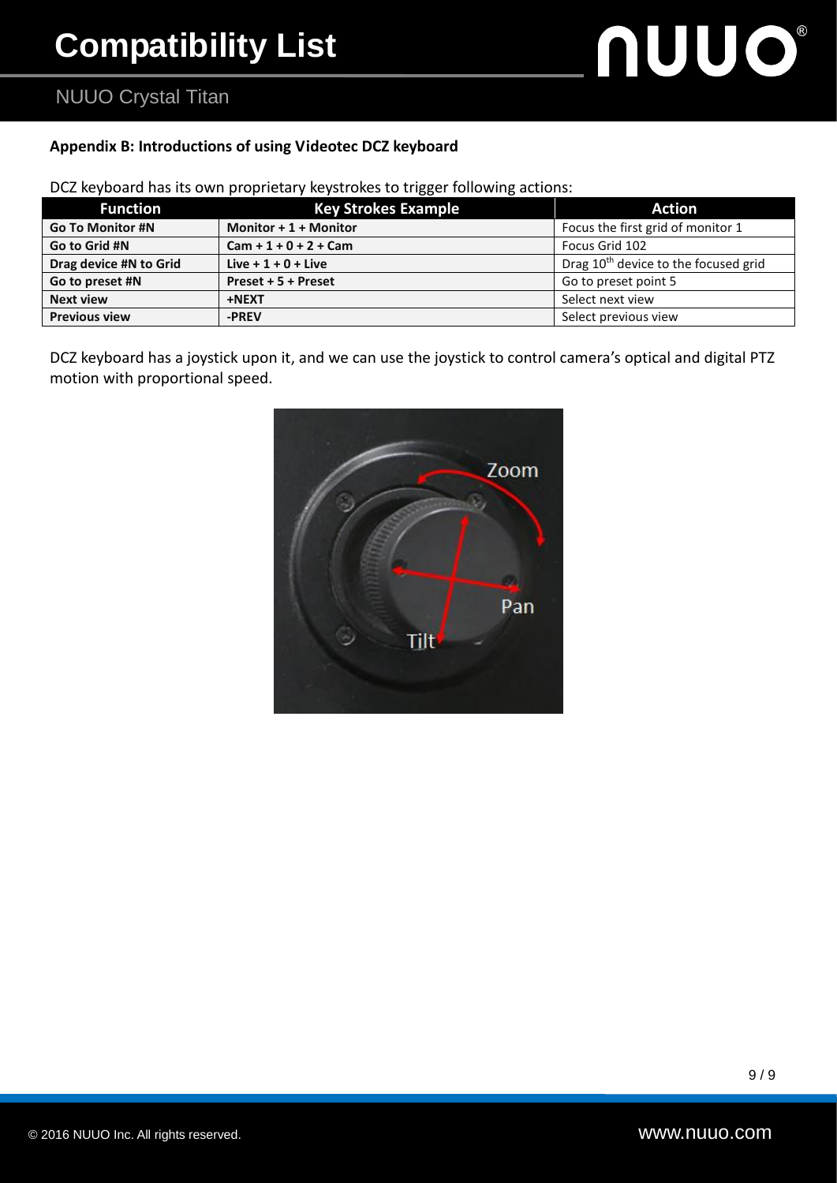**Appendix B: Introductions of using Videotec DCZ keyboard**

DCZ keyboard has its own proprietary keystrokes to trigger following actions:

| Function | Key Strokes Example | Action |
|---|---|---|
| **Go To Monitor #N** | **Monitor + 1 + Monitor** | Focus the first grid of monitor 1 |
| **Go to Grid #N** | **Cam + 1 + 0 + 2 + Cam** | Focus Grid 102 |
| **Drag device #N to Grid** | **Live + 1 + 0 + Live** | Drag 10th device to the focused grid |
| **Go to preset #N** | **Preset + 5 + Preset** | Go to preset point 5 |
| **Next view** | **+NEXT** | Select next view |
| **Previous view** | **-PREV** | Select previous view |

DCZ keyboard has a joystick upon it, and we can use the joystick to control camera's optical and digital PTZ motion with proportional speed.

Zoom
Pan
Tilt